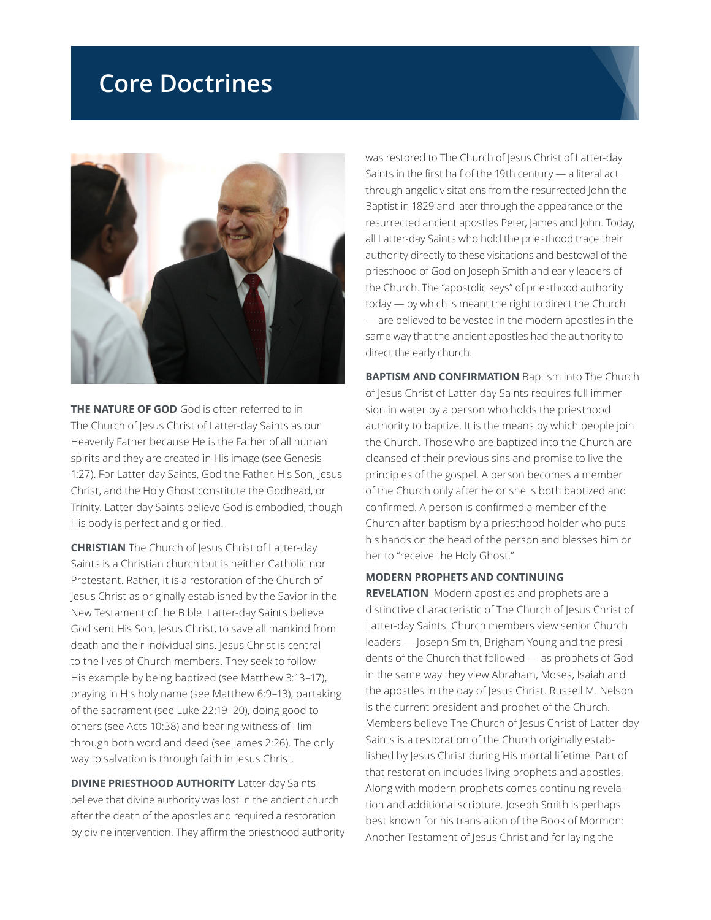# Core Doctrines

**THE NATURE OF GOD** God is often referred to in The Church of Jesus Christ of Latter-day Saints as our Heavenly Father because He is the Father of all human spirits and they are created in His image (see Genesis 1:27). For Latter-day Saints, God the Father, His Son, Jesus Christ, and the Holy Ghost constitute the Godhead, or Trinity. Latter-day Saints believe God is embodied, though His body is perfect and glorified.

**CHRISTIAN** The Church of Jesus Christ of Latter-day Saints is a Christian church but is neither Catholic nor Protestant. Rather, it is a restoration of the Church of Jesus Christ as originally established by the Savior in the New Testament of the Bible. Latter-day Saints believe God sent His Son, Jesus Christ, to save all mankind from death and their individual sins. Jesus Christ is central to the lives of Church members. They seek to follow His example by being baptized (see Matthew 3:13–17), praying in His holy name (see Matthew 6:9–13), partaking of the sacrament (see Luke 22:19–20), doing good to others (see Acts 10:38) and bearing witness of Him through both word and deed (see James 2:26). The only way to salvation is through faith in Jesus Christ.

**DIVINE PRIESTHOOD AUTHORITY** Latter-day Saints believe that divine authority was lost in the ancient church after the death of the apostles and required a restoration by divine intervention. They affirm the priesthood authority was restored to The Church of Jesus Christ of Latter-day Saints in the first half of the 19th century — a literal act through angelic visitations from the resurrected John the Baptist in 1829 and later through the appearance of the resurrected ancient apostles Peter, James and John. Today, all Latter-day Saints who hold the priesthood trace their authority directly to these visitations and bestowal of the priesthood of God on Joseph Smith and early leaders of the Church. The "apostolic keys" of priesthood authority today — by which is meant the right to direct the Church — are believed to be vested in the modern apostles in the same way that the ancient apostles had the authority to direct the early church.

**BAPTISM AND CONFIRMATION** Baptism into The Church of Jesus Christ of Latter-day Saints requires full immersion in water by a person who holds the priesthood authority to baptize. It is the means by which people join the Church. Those who are baptized into the Church are cleansed of their previous sins and promise to live the principles of the gospel. A person becomes a member of the Church only after he or she is both baptized and confirmed. A person is confirmed a member of the Church after baptism by a priesthood holder who puts his hands on the head of the person and blesses him or her to "receive the Holy Ghost."

**MODERN PROPHETS AND CONTINUING REVELATION** Modern apostles and prophets are a distinctive characteristic of The Church of Jesus Christ of Latter-day Saints. Church members view senior Church leaders — Joseph Smith, Brigham Young and the presidents of the Church that followed — as prophets of God in the same way they view Abraham, Moses, Isaiah and the apostles in the day of Jesus Christ. Russell M. Nelson is the current president and prophet of the Church. Members believe The Church of Jesus Christ of Latter-day Saints is a restoration of the Church originally established by Jesus Christ during His mortal lifetime. Part of that restoration includes living prophets and apostles. Along with modern prophets comes continuing revelation and additional scripture. Joseph Smith is perhaps best known for his translation of the Book of Mormon: Another Testament of Jesus Christ and for laying the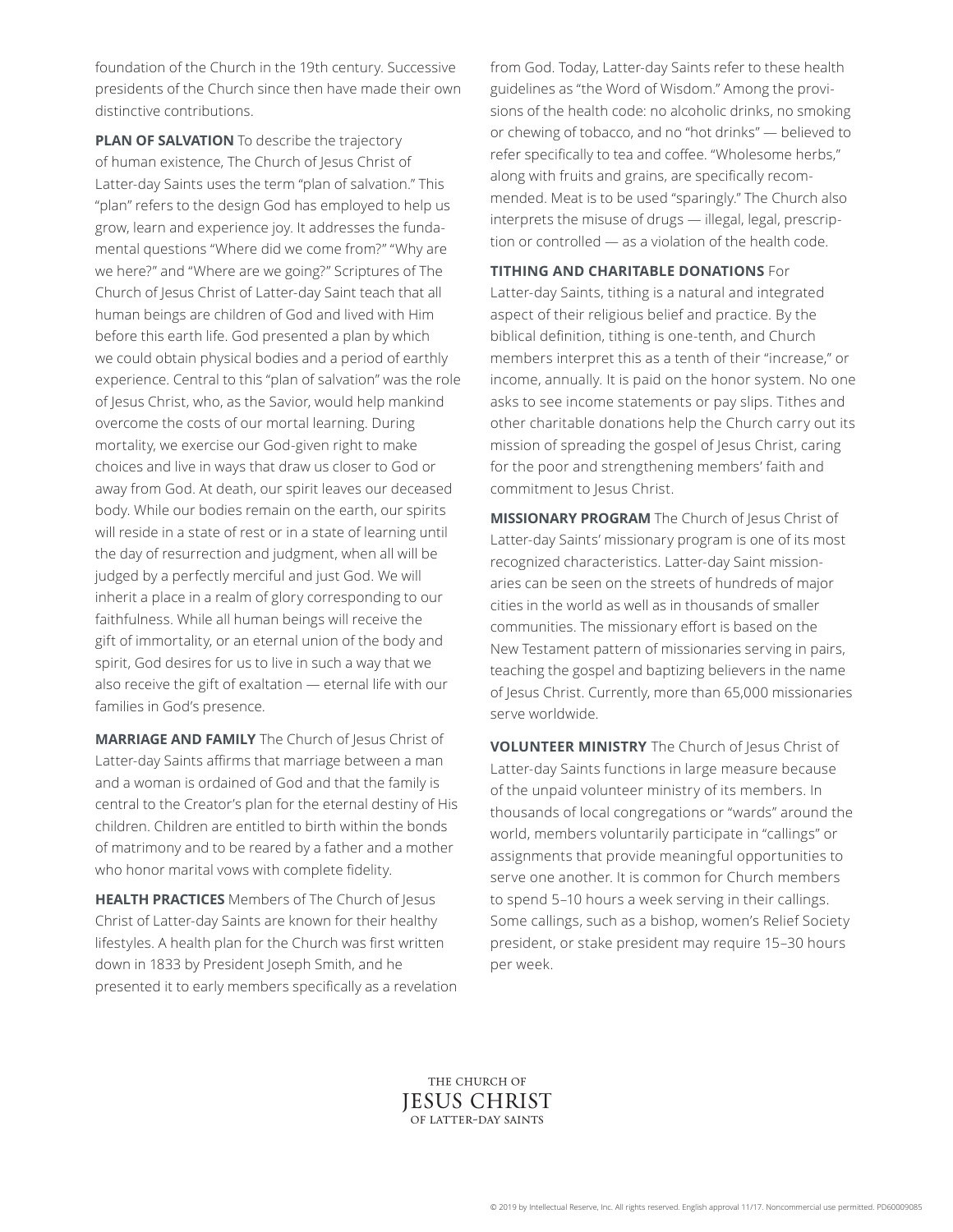foundation of the Church in the 19th century. Successive presidents of the Church since then have made their own distinctive contributions.

**PLAN OF SALVATION** To describe the trajectory of human existence, The Church of Jesus Christ of Latter-day Saints uses the term "plan of salvation." This "plan" refers to the design God has employed to help us grow, learn and experience joy. It addresses the fundamental questions "Where did we come from?" "Why are we here?" and "Where are we going?" Scriptures of The Church of Jesus Christ of Latter-day Saint teach that all human beings are children of God and lived with Him before this earth life. God presented a plan by which we could obtain physical bodies and a period of earthly experience. Central to this "plan of salvation" was the role of Jesus Christ, who, as the Savior, would help mankind overcome the costs of our mortal learning. During mortality, we exercise our God-given right to make choices and live in ways that draw us closer to God or away from God. At death, our spirit leaves our deceased body. While our bodies remain on the earth, our spirits will reside in a state of rest or in a state of learning until the day of resurrection and judgment, when all will be judged by a perfectly merciful and just God. We will inherit a place in a realm of glory corresponding to our faithfulness. While all human beings will receive the gift of immortality, or an eternal union of the body and spirit, God desires for us to live in such a way that we also receive the gift of exaltation — eternal life with our families in God's presence.

**MARRIAGE AND FAMILY** The Church of Jesus Christ of Latter-day Saints affirms that marriage between a man and a woman is ordained of God and that the family is central to the Creator's plan for the eternal destiny of His children. Children are entitled to birth within the bonds of matrimony and to be reared by a father and a mother who honor marital vows with complete fidelity.

**HEALTH PRACTICES** Members of The Church of Jesus Christ of Latter-day Saints are known for their healthy lifestyles. A health plan for the Church was first written down in 1833 by President Joseph Smith, and he presented it to early members specifically as a revelation from God. Today, Latter-day Saints refer to these health guidelines as "the Word of Wisdom." Among the provisions of the health code: no alcoholic drinks, no smoking or chewing of tobacco, and no "hot drinks" — believed to refer specifically to tea and coffee. "Wholesome herbs," along with fruits and grains, are specifically recommended. Meat is to be used "sparingly." The Church also interprets the misuse of drugs — illegal, legal, prescription or controlled — as a violation of the health code.

**TITHING AND CHARITABLE DONATIONS** For Latter-day Saints, tithing is a natural and integrated aspect of their religious belief and practice. By the biblical definition, tithing is one-tenth, and Church members interpret this as a tenth of their "increase," or income, annually. It is paid on the honor system. No one asks to see income statements or pay slips. Tithes and other charitable donations help the Church carry out its mission of spreading the gospel of Jesus Christ, caring for the poor and strengthening members' faith and commitment to Jesus Christ.

**MISSIONARY PROGRAM** The Church of Jesus Christ of Latter-day Saints' missionary program is one of its most recognized characteristics. Latter-day Saint missionaries can be seen on the streets of hundreds of major cities in the world as well as in thousands of smaller communities. The missionary effort is based on the New Testament pattern of missionaries serving in pairs, teaching the gospel and baptizing believers in the name of Jesus Christ. Currently, more than 65,000 missionaries serve worldwide.

**VOLUNTEER MINISTRY** The Church of Jesus Christ of Latter-day Saints functions in large measure because of the unpaid volunteer ministry of its members. In thousands of local congregations or "wards" around the world, members voluntarily participate in "callings" or assignments that provide meaningful opportunities to serve one another. It is common for Church members to spend 5–10 hours a week serving in their callings. Some callings, such as a bishop, women's Relief Society president, or stake president may require 15–30 hours per week.

THE CHURCH OF JESUS CHRIST OF LATTER-DAY SAINTS

© 2019 by Intellectual Reserve, Inc. All rights reserved. English approval 11/17. Noncommercial use permitted. PD60009085